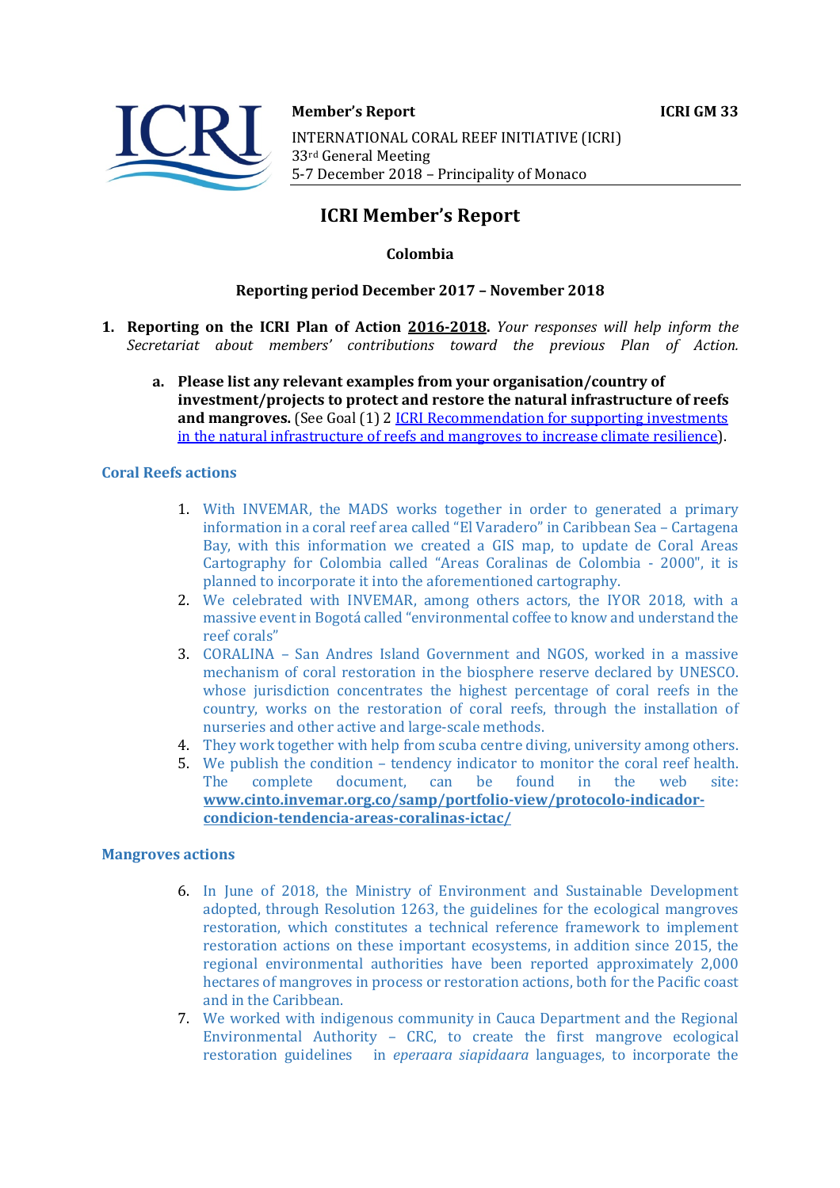**Member's Report** **ICRI GM 33**

INTERNATIONAL CORAL REEF INITIATIVE (ICRI)
33rd General Meeting
5-7 December 2018 – Principality of Monaco

# ICRI Member's Report

**Colombia**

**Reporting period December 2017 – November 2018**

1. **Reporting on the ICRI Plan of Action 2016-2018.** *Your responses will help inform the Secretariat about members' contributions toward the previous Plan of Action.*

   a. **Please list any relevant examples from your organisation/country of investment/projects to protect and restore the natural infrastructure of reefs and mangroves.** (See Goal (1) 2 [ICRI Recommendation for supporting investments in the natural infrastructure of reefs and mangroves to increase climate resilience](#)).

### Coral Reefs actions

1. With INVEMAR, the MADS works together in order to generated a primary information in a coral reef area called "El Varadero" in Caribbean Sea – Cartagena Bay, with this information we created a GIS map, to update de Coral Areas Cartography for Colombia called "Areas Coralinas de Colombia - 2000", it is planned to incorporate it into the aforementioned cartography.
2. We celebrated with INVEMAR, among others actors, the IYOR 2018, with a massive event in Bogotá called "environmental coffee to know and understand the reef corals"
3. CORALINA – San Andres Island Government and NGOS, worked in a massive mechanism of coral restoration in the biosphere reserve declared by UNESCO. whose jurisdiction concentrates the highest percentage of coral reefs in the country, works on the restoration of coral reefs, through the installation of nurseries and other active and large-scale methods.
4. They work together with help from scuba centre diving, university among others.
5. We publish the condition – tendency indicator to monitor the coral reef health. The complete document, can be found in the web site: **[www.cinto.invemar.org.co/samp/portfolio-view/protocolo-indicador-condicion-tendencia-areas-coralinas-ictac/](www.cinto.invemar.org.co/samp/portfolio-view/protocolo-indicador-condicion-tendencia-areas-coralinas-ictac/)**

### Mangroves actions

6. In June of 2018, the Ministry of Environment and Sustainable Development adopted, through Resolution 1263, the guidelines for the ecological mangroves restoration, which constitutes a technical reference framework to implement restoration actions on these important ecosystems, in addition since 2015, the regional environmental authorities have been reported approximately 2,000 hectares of mangroves in process or restoration actions, both for the Pacific coast and in the Caribbean.
7. We worked with indigenous community in Cauca Department and the Regional Environmental Authority – CRC, to create the first mangrove ecological restoration guidelines in *eperaara siapidaara* languages, to incorporate the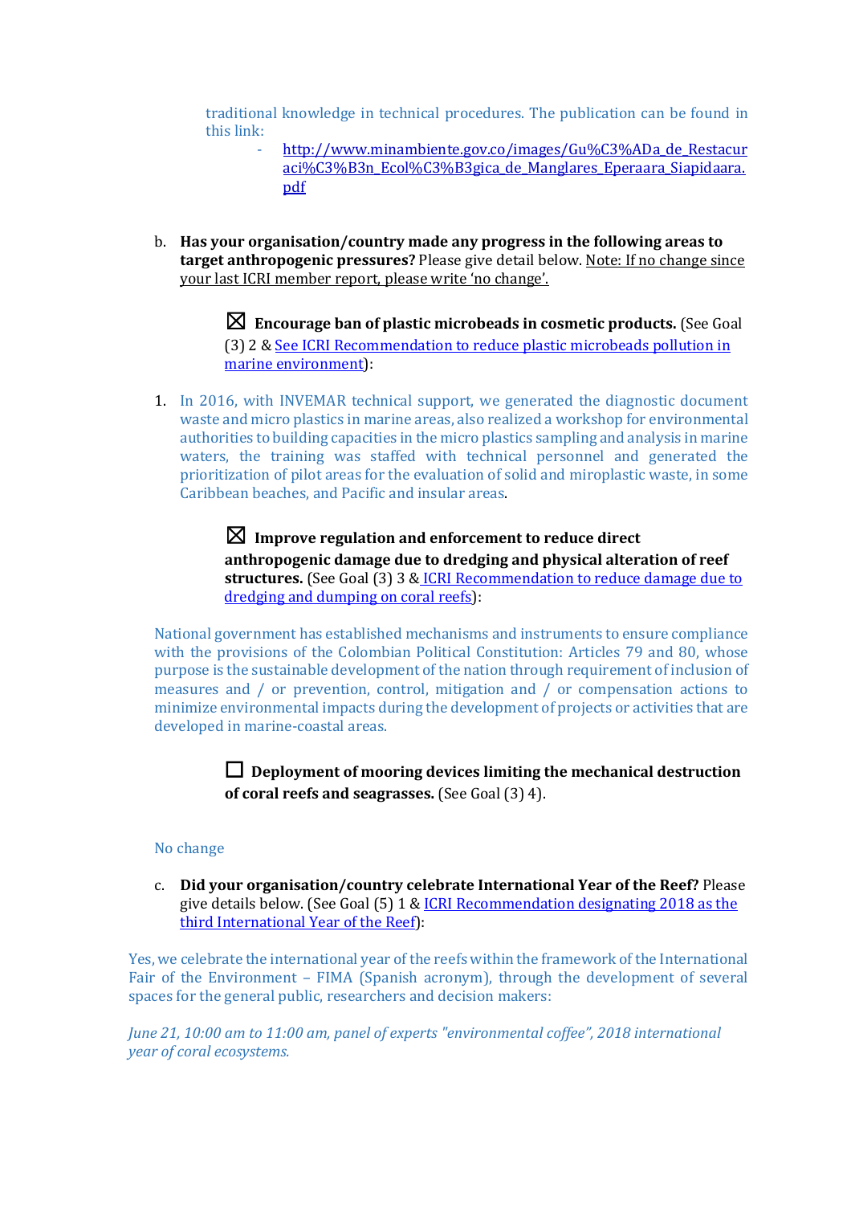traditional knowledge in technical procedures. The publication can be found in this link:

- [http://www.minambiente.gov.co/images/Gu%C3%ADa_de_Restauraci%C3%B3n_Ecol%C3%B3gica_de_Manglares_Eperaara_Siapidaara.pdf](http://www.minambiente.gov.co/images/Gu%C3%ADa_de_Restauraci%C3%B3n_Ecol%C3%B3gica_de_Manglares_Eperaara_Siapidaara.pdf)

b. **Has your organisation/country made any progress in the following areas to target anthropogenic pressures?** Please give detail below. Note: If no change since your last ICRI member report, please write 'no change'.

☒ **Encourage ban of plastic microbeads in cosmetic products.** (See Goal (3) 2 & See ICRI Recommendation to reduce plastic microbeads pollution in marine environment):

1. In 2016, with INVEMAR technical support, we generated the diagnostic document waste and micro plastics in marine areas, also realized a workshop for environmental authorities to building capacities in the micro plastics sampling and analysis in marine waters, the training was staffed with technical personnel and generated the prioritization of pilot areas for the evaluation of solid and miroplastic waste, in some Caribbean beaches, and Pacific and insular areas.

☒ **Improve regulation and enforcement to reduce direct anthropogenic damage due to dredging and physical alteration of reef structures.** (See Goal (3) 3 & ICRI Recommendation to reduce damage due to dredging and dumping on coral reefs):

National government has established mechanisms and instruments to ensure compliance with the provisions of the Colombian Political Constitution: Articles 79 and 80, whose purpose is the sustainable development of the nation through requirement of inclusion of measures and / or prevention, control, mitigation and / or compensation actions to minimize environmental impacts during the development of projects or activities that are developed in marine-coastal areas.

☐ **Deployment of mooring devices limiting the mechanical destruction of coral reefs and seagrasses.** (See Goal (3) 4).

No change

c. **Did your organisation/country celebrate International Year of the Reef?** Please give details below. (See Goal (5) 1 & ICRI Recommendation designating 2018 as the third International Year of the Reef):

Yes, we celebrate the international year of the reefs within the framework of the International Fair of the Environment – FIMA (Spanish acronym), through the development of several spaces for the general public, researchers and decision makers:

*June 21, 10:00 am to 11:00 am, panel of experts "environmental coffee", 2018 international year of coral ecosystems.*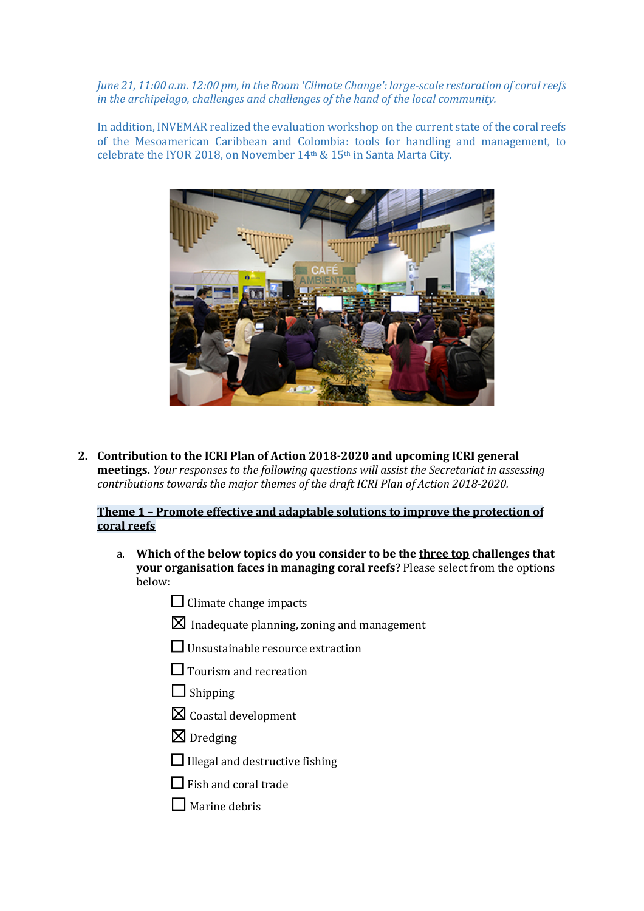*June 21, 11:00 a.m. 12:00 pm, in the Room 'Climate Change': large-scale restoration of coral reefs in the archipelago, challenges and challenges of the hand of the local community.*

In addition, INVEMAR realized the evaluation workshop on the current state of the coral reefs of the Mesoamerican Caribbean and Colombia: tools for handling and management, to celebrate the IYOR 2018, on November 14th & 15th in Santa Marta City.

2. **Contribution to the ICRI Plan of Action 2018-2020 and upcoming ICRI general meetings.** *Your responses to the following questions will assist the Secretariat in assessing contributions towards the major themes of the draft ICRI Plan of Action 2018-2020.*

**Theme 1 – Promote effective and adaptable solutions to improve the protection of coral reefs**

a. **Which of the below topics do you consider to be the three top challenges that your organisation faces in managing coral reefs?** Please select from the options below:

- ☐ Climate change impacts
- ☒ Inadequate planning, zoning and management
- ☐ Unsustainable resource extraction
- ☐ Tourism and recreation
- ☐ Shipping
- ☒ Coastal development
- ☒ Dredging
- ☐ Illegal and destructive fishing
- ☐ Fish and coral trade
- ☐ Marine debris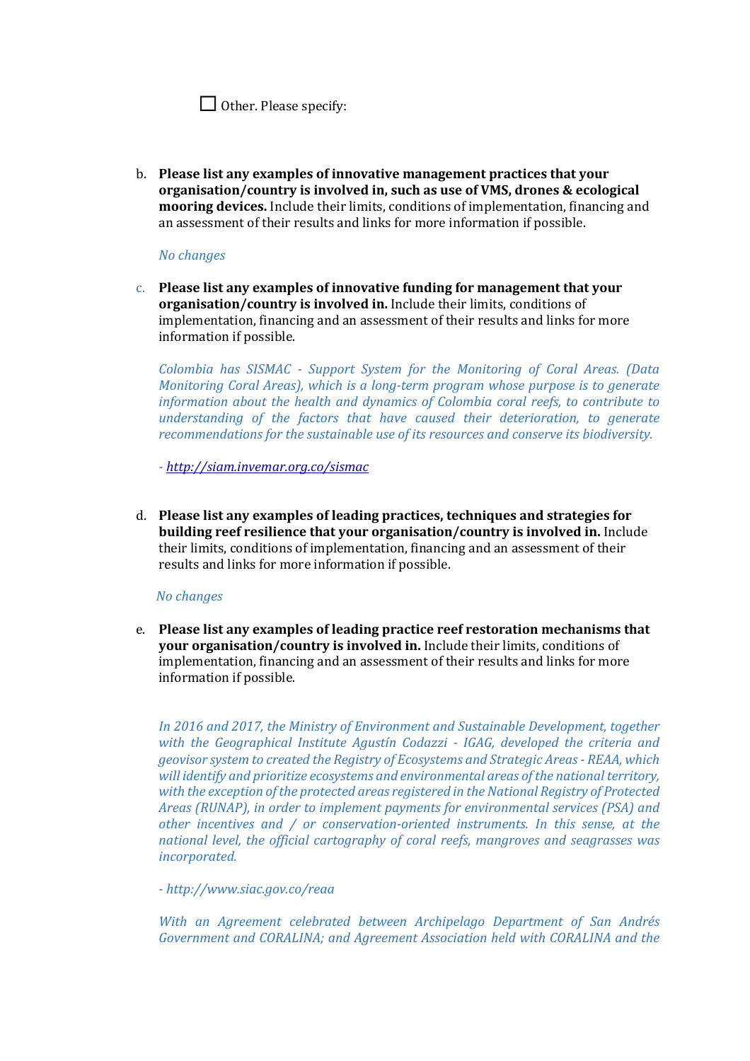☐ Other. Please specify:

b. **Please list any examples of innovative management practices that your organisation/country is involved in, such as use of VMS, drones & ecological mooring devices.** Include their limits, conditions of implementation, financing and an assessment of their results and links for more information if possible.

   *No changes*

c. **Please list any examples of innovative funding for management that your organisation/country is involved in.** Include their limits, conditions of implementation, financing and an assessment of their results and links for more information if possible.

   *Colombia has SISMAC - Support System for the Monitoring of Coral Areas. (Data Monitoring Coral Areas), which is a long-term program whose purpose is to generate information about the health and dynamics of Colombia coral reefs, to contribute to understanding of the factors that have caused their deterioration, to generate recommendations for the sustainable use of its resources and conserve its biodiversity.*

   *- http://siam.invemar.org.co/sismac*

d. **Please list any examples of leading practices, techniques and strategies for building reef resilience that your organisation/country is involved in.** Include their limits, conditions of implementation, financing and an assessment of their results and links for more information if possible.

   *No changes*

e. **Please list any examples of leading practice reef restoration mechanisms that your organisation/country is involved in.** Include their limits, conditions of implementation, financing and an assessment of their results and links for more information if possible.

   *In 2016 and 2017, the Ministry of Environment and Sustainable Development, together with the Geographical Institute Agustín Codazzi - IGAG, developed the criteria and geovisor system to created the Registry of Ecosystems and Strategic Areas - REAA, which will identify and prioritize ecosystems and environmental areas of the national territory, with the exception of the protected areas registered in the National Registry of Protected Areas (RUNAP), in order to implement payments for environmental services (PSA) and other incentives and / or conservation-oriented instruments. In this sense, at the national level, the official cartography of coral reefs, mangroves and seagrasses was incorporated.*

   *- http://www.siac.gov.co/reaa*

   *With an Agreement celebrated between Archipelago Department of San Andrés Government and CORALINA; and Agreement Association held with CORALINA and the*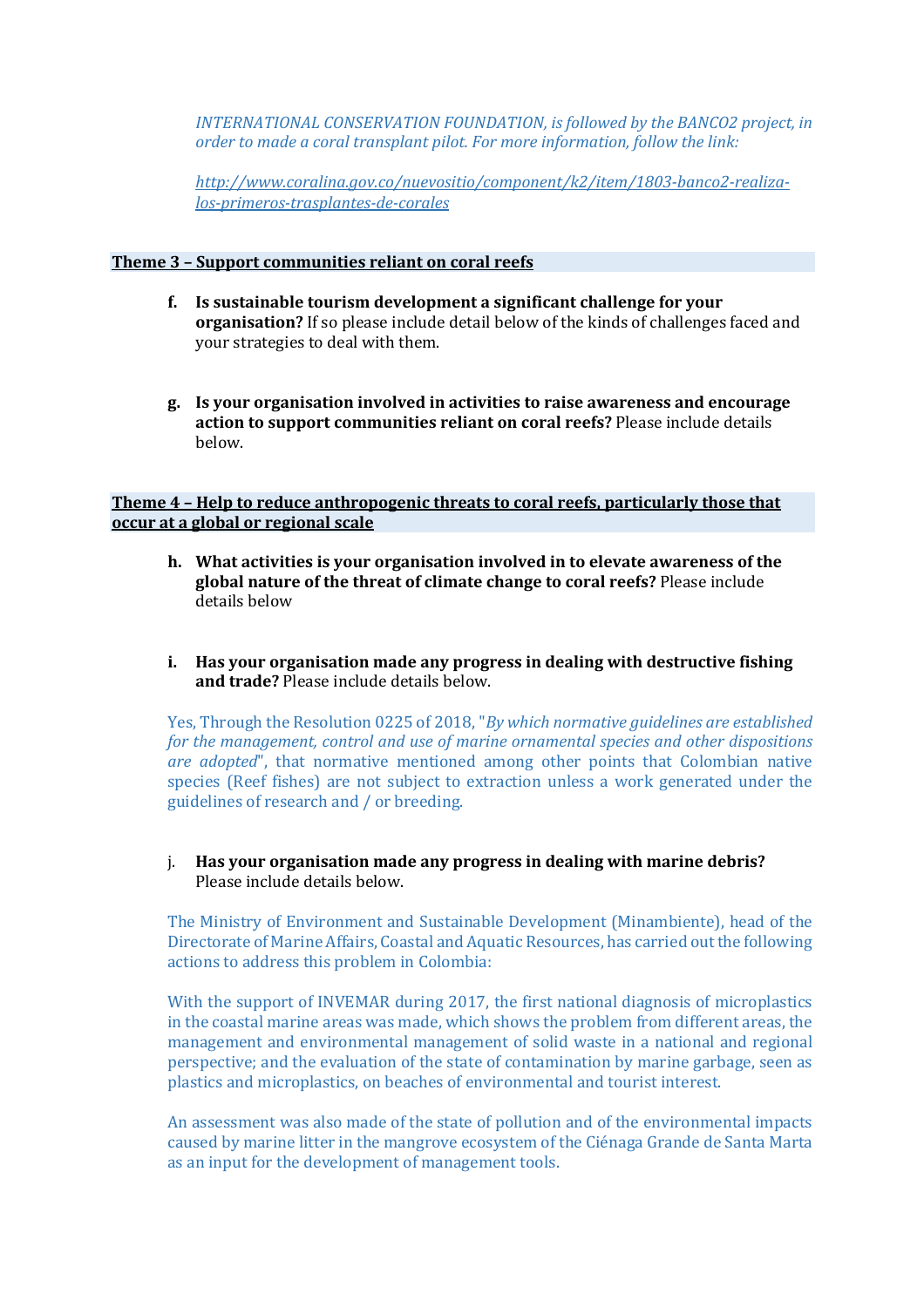*INTERNATIONAL CONSERVATION FOUNDATION, is followed by the BANCO2 project, in order to made a coral transplant pilot. For more information, follow the link:*

*[http://www.coralina.gov.co/nuevositio/component/k2/item/1803-banco2-realiza-los-primeros-trasplantes-de-corales](http://www.coralina.gov.co/nuevositio/component/k2/item/1803-banco2-realiza-los-primeros-trasplantes-de-corales)*

## Theme 3 – Support communities reliant on coral reefs

**f. Is sustainable tourism development a significant challenge for your organisation?** If so please include detail below of the kinds of challenges faced and your strategies to deal with them.

**g. Is your organisation involved in activities to raise awareness and encourage action to support communities reliant on coral reefs?** Please include details below.

## Theme 4 – Help to reduce anthropogenic threats to coral reefs, particularly those that occur at a global or regional scale

**h. What activities is your organisation involved in to elevate awareness of the global nature of the threat of climate change to coral reefs?** Please include details below

**i. Has your organisation made any progress in dealing with destructive fishing and trade?** Please include details below.

Yes, Through the Resolution 0225 of 2018, "*By which normative guidelines are established for the management, control and use of marine ornamental species and other dispositions are adopted*", that normative mentioned among other points that Colombian native species (Reef fishes) are not subject to extraction unless a work generated under the guidelines of research and / or breeding.

j. **Has your organisation made any progress in dealing with marine debris?** Please include details below.

The Ministry of Environment and Sustainable Development (Minambiente), head of the Directorate of Marine Affairs, Coastal and Aquatic Resources, has carried out the following actions to address this problem in Colombia:

With the support of INVEMAR during 2017, the first national diagnosis of microplastics in the coastal marine areas was made, which shows the problem from different areas, the management and environmental management of solid waste in a national and regional perspective; and the evaluation of the state of contamination by marine garbage, seen as plastics and microplastics, on beaches of environmental and tourist interest.

An assessment was also made of the state of pollution and of the environmental impacts caused by marine litter in the mangrove ecosystem of the Ciénaga Grande de Santa Marta as an input for the development of management tools.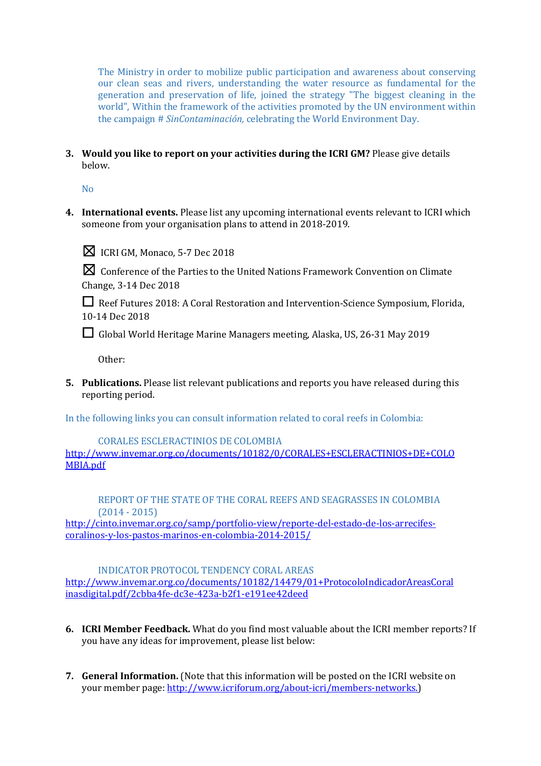The Ministry in order to mobilize public participation and awareness about conserving our clean seas and rivers, understanding the water resource as fundamental for the generation and preservation of life, joined the strategy "The biggest cleaning in the world", Within the framework of the activities promoted by the UN environment within the campaign # *SinContaminación,* celebrating the World Environment Day.

3. **Would you like to report on your activities during the ICRI GM?** Please give details below.

   No

4. **International events.** Please list any upcoming international events relevant to ICRI which someone from your organisation plans to attend in 2018-2019.

   ☒ ICRI GM, Monaco, 5-7 Dec 2018

   ☒ Conference of the Parties to the United Nations Framework Convention on Climate Change, 3-14 Dec 2018

   ☐ Reef Futures 2018: A Coral Restoration and Intervention-Science Symposium, Florida, 10-14 Dec 2018

   ☐ Global World Heritage Marine Managers meeting, Alaska, US, 26-31 May 2019

   Other:

5. **Publications.** Please list relevant publications and reports you have released during this reporting period.

In the following links you can consult information related to coral reefs in Colombia:

CORALES ESCLERACTINIOS DE COLOMBIA
http://www.invemar.org.co/documents/10182/0/CORALES+ESCLERACTINIOS+DE+COLOMBIA.pdf

REPORT OF THE STATE OF THE CORAL REEFS AND SEAGRASSES IN COLOMBIA (2014 - 2015)
http://cinto.invemar.org.co/samp/portfolio-view/reporte-del-estado-de-los-arrecifes-coralinos-y-los-pastos-marinos-en-colombia-2014-2015/

INDICATOR PROTOCOL TENDENCY CORAL AREAS
http://www.invemar.org.co/documents/10182/14479/01+ProtocoloIndicadorAreasCoralinasdigital.pdf/2cbba4fe-dc3e-423a-b2f1-e191ee42deed

6. **ICRI Member Feedback.** What do you find most valuable about the ICRI member reports? If you have any ideas for improvement, please list below:

7. **General Information.** (Note that this information will be posted on the ICRI website on your member page: http://www.icriforum.org/about-icri/members-networks.)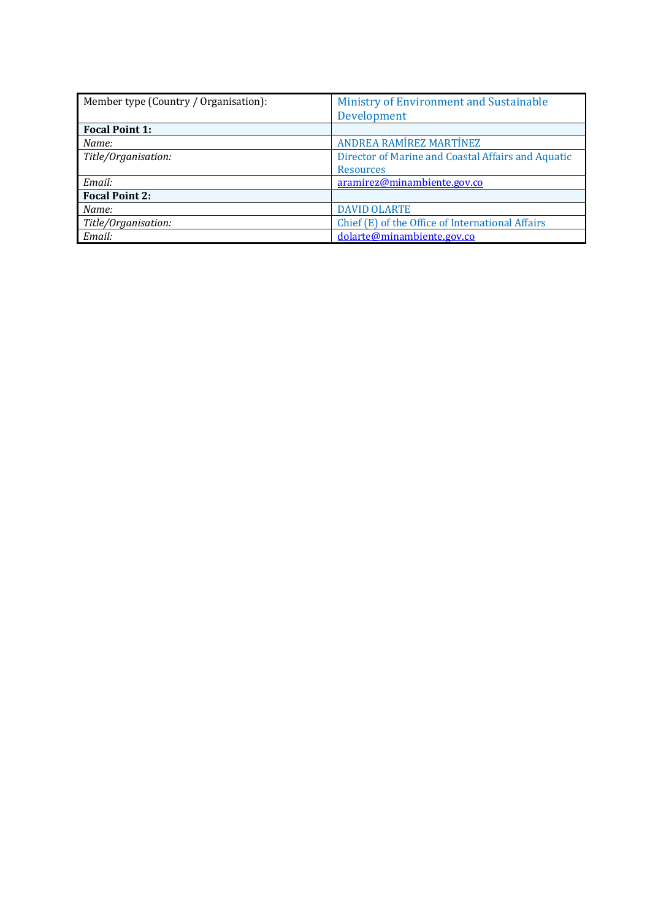| | |
|---|---|
| Member type (Country / Organisation): | Ministry of Environment and Sustainable Development |
| **Focal Point 1:** | |
| *Name:* | ANDREA RAMÍREZ MARTÍNEZ |
| *Title/Organisation:* | Director of Marine and Coastal Affairs and Aquatic Resources |
| *Email:* | aramirez@minambiente.gov.co |
| **Focal Point 2:** | |
| *Name:* | DAVID OLARTE |
| *Title/Organisation:* | Chief (E) of the Office of International Affairs |
| *Email:* | dolarte@minambiente.gov.co |